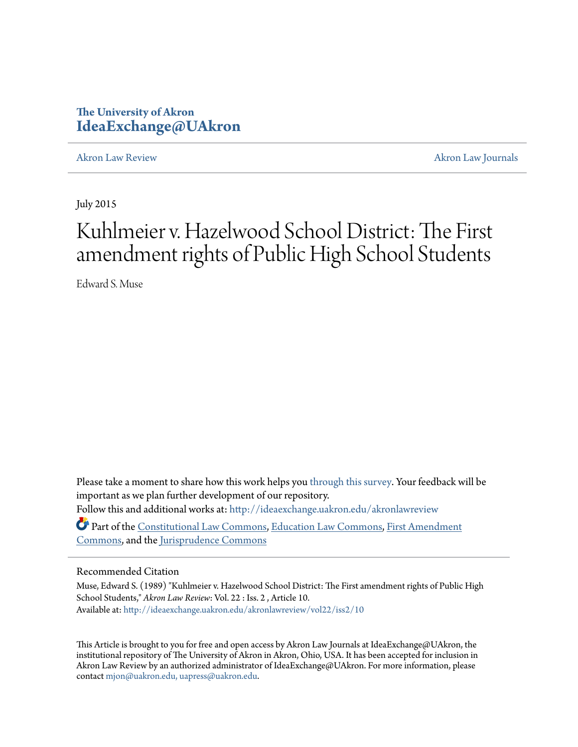The University of Akron
**IdeaExchange@UAkron**

Akron Law Review | Akron Law Journals

July 2015

# Kuhlmeier v. Hazelwood School District: The First amendment rights of Public High School Students

Edward S. Muse

Please take a moment to share how this work helps you through this survey. Your feedback will be important as we plan further development of our repository.
Follow this and additional works at: http://ideaexchange.uakron.edu/akronlawreview

Part of the Constitutional Law Commons, Education Law Commons, First Amendment Commons, and the Jurisprudence Commons

## Recommended Citation

Muse, Edward S. (1989) "Kuhlmeier v. Hazelwood School District: The First amendment rights of Public High School Students," *Akron Law Review*: Vol. 22 : Iss. 2 , Article 10.
Available at: http://ideaexchange.uakron.edu/akronlawreview/vol22/iss2/10

This Article is brought to you for free and open access by Akron Law Journals at IdeaExchange@UAkron, the institutional repository of The University of Akron in Akron, Ohio, USA. It has been accepted for inclusion in Akron Law Review by an authorized administrator of IdeaExchange@UAkron. For more information, please contact mjon@uakron.edu, uapress@uakron.edu.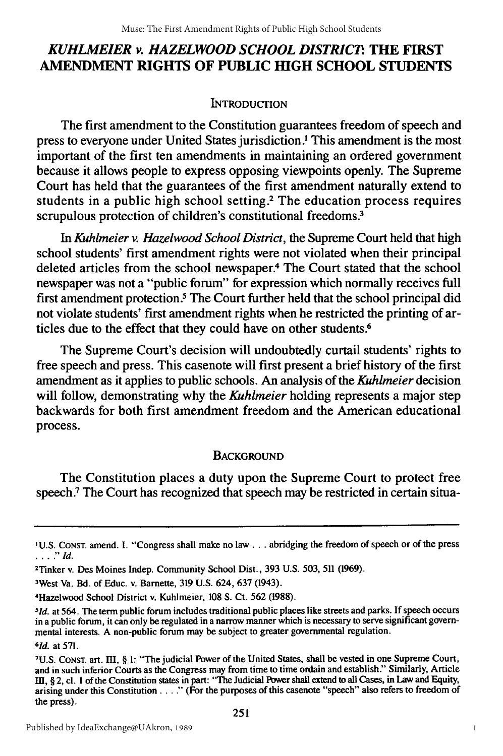# *KUHLMEIER v. HAZELWOOD SCHOOL DISTRICT*: THE FIRST AMENDMENT RIGHTS OF PUBLIC HIGH SCHOOL STUDENTS

## INTRODUCTION

The first amendment to the Constitution guarantees freedom of speech and press to everyone under United States jurisdiction.[1] This amendment is the most important of the first ten amendments in maintaining an ordered government because it allows people to express opposing viewpoints openly. The Supreme Court has held that the guarantees of the first amendment naturally extend to students in a public high school setting.[2] The education process requires scrupulous protection of children's constitutional freedoms.[3]

In *Kuhlmeier v. Hazelwood School District*, the Supreme Court held that high school students' first amendment rights were not violated when their principal deleted articles from the school newspaper.[4] The Court stated that the school newspaper was not a "public forum" for expression which normally receives full first amendment protection.[5] The Court further held that the school principal did not violate students' first amendment rights when he restricted the printing of articles due to the effect that they could have on other students.[6]

The Supreme Court's decision will undoubtedly curtail students' rights to free speech and press. This casenote will first present a brief history of the first amendment as it applies to public schools. An analysis of the *Kuhlmeier* decision will follow, demonstrating why the *Kuhlmeier* holding represents a major step backwards for both first amendment freedom and the American educational process.

## BACKGROUND

The Constitution places a duty upon the Supreme Court to protect free speech.[7] The Court has recognized that speech may be restricted in certain situa-

---

[1]U.S. CONST. amend. I. "Congress shall make no law . . . abridging the freedom of speech or of the press . . . ." *Id.*

[2]Tinker v. Des Moines Indep. Community School Dist., 393 U.S. 503, 511 (1969).

[3]West Va. Bd. of Educ. v. Barnette, 319 U.S. 624, 637 (1943).

[4]Hazelwood School District v. Kuhlmeier, 108 S. Ct. 562 (1988).

[5]*Id.* at 564. The term public forum includes traditional public places like streets and parks. If speech occurs in a public forum, it can only be regulated in a narrow manner which is necessary to serve significant governmental interests. A non-public forum may be subject to greater governmental regulation.

[6]*Id.* at 571.

[7]U.S. CONST. art. III, § 1: "The judicial Power of the United States, shall be vested in one Supreme Court, and in such inferior Courts as the Congress may from time to time ordain and establish." Similarly, Article III, § 2, cl. 1 of the Constitution states in part: "The Judicial Power shall extend to all Cases, in Law and Equity, arising under this Constitution . . . ." (For the purposes of this casenote "speech" also refers to freedom of the press).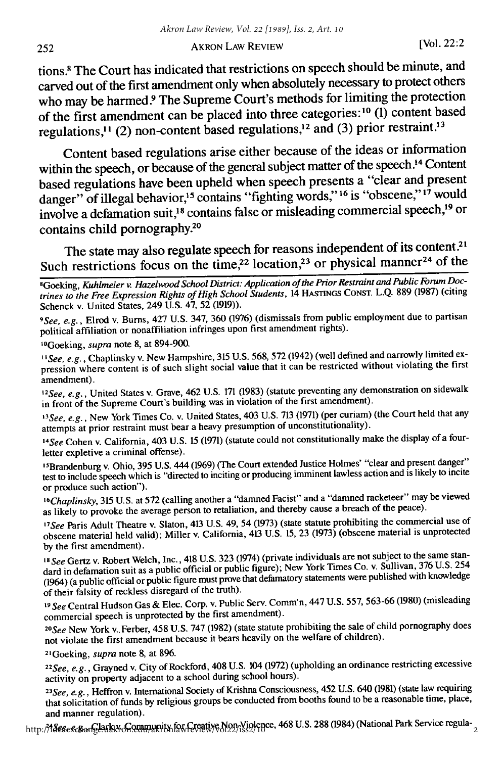tions.[8] The Court has indicated that restrictions on speech should be minute, and carved out of the first amendment only when absolutely necessary to protect others who may be harmed.[9] The Supreme Court's methods for limiting the protection of the first amendment can be placed into three categories:[10] (1) content based regulations,[11] (2) non-content based regulations,[12] and (3) prior restraint.[13]

Content based regulations arise either because of the ideas or information within the speech, or because of the general subject matter of the speech.[14] Content based regulations have been upheld when speech presents a "clear and present danger" of illegal behavior,[15] contains "fighting words,"[16] is "obscene,"[17] would involve a defamation suit,[18] contains false or misleading commercial speech,[19] or contains child pornography.[20]

The state may also regulate speech for reasons independent of its content.[21] Such restrictions focus on the time,[22] location,[23] or physical manner[24] of the

---

[8] Goeking, *Kuhlmeier v. Hazelwood School District: Application of the Prior Restraint and Public Forum Doctrines to the Free Expression Rights of High School Students*, 14 HASTINGS CONST. L.Q. 889 (1987) (citing Schenck v. United States, 249 U.S. 47, 52 (1919)).

[9] *See, e.g.*, Elrod v. Burns, 427 U.S. 347, 360 (1976) (dismissals from public employment due to partisan political affiliation or nonaffiliation infringes upon first amendment rights).

[10] Goeking, *supra* note 8, at 894-900.

[11] *See, e.g.*, Chaplinsky v. New Hampshire, 315 U.S. 568, 572 (1942) (well defined and narrowly limited expression where content is of such slight social value that it can be restricted without violating the first amendment).

[12] *See, e.g.*, United States v. Grave, 462 U.S. 171 (1983) (statute preventing any demonstration on sidewalk in front of the Supreme Court's building was in violation of the first amendment).

[13] *See, e.g.*, New York Times Co. v. United States, 403 U.S. 713 (1971) (per curiam) (the Court held that any attempts at prior restraint must bear a heavy presumption of unconstitutionality).

[14] *See* Cohen v. California, 403 U.S. 15 (1971) (statute could not constitutionally make the display of a four-letter expletive a criminal offense).

[15] Brandenburg v. Ohio, 395 U.S. 444 (1969) (The Court extended Justice Holmes' "clear and present danger" test to include speech which is "directed to inciting or producing imminent lawless action and is likely to incite or produce such action").

[16] *Chaplinsky*, 315 U.S. at 572 (calling another a "damned Facist" and a "damned racketeer" may be viewed as likely to provoke the average person to retaliation, and thereby cause a breach of the peace).

[17] *See* Paris Adult Theatre v. Slaton, 413 U.S. 49, 54 (1973) (state statute prohibiting the commercial use of obscene material held valid); Miller v. California, 413 U.S. 15, 23 (1973) (obscene material is unprotected by the first amendment).

[18] *See* Gertz v. Robert Welch, Inc., 418 U.S. 323 (1974) (private individuals are not subject to the same standard in defamation suit as a public official or public figure); New York Times Co. v. Sullivan, 376 U.S. 254 (1964) (a public official or public figure must prove that defamatory statements were published with knowledge of their falsity of reckless disregard of the truth).

[19] *See* Central Hudson Gas & Elec. Corp. v. Public Serv. Comm'n, 447 U.S. 557, 563-66 (1980) (misleading commercial speech is unprotected by the first amendment).

[20] *See* New York v. Ferber, 458 U.S. 747 (1982) (state statute prohibiting the sale of child pornography does not violate the first amendment because it bears heavily on the welfare of children).

[21] Goeking, *supra* note 8, at 896.

[22] *See, e.g.*, Grayned v. City of Rockford, 408 U.S. 104 (1972) (upholding an ordinance restricting excessive activity on property adjacent to a school during school hours).

[23] *See, e.g.*, Heffron v. International Society of Krishna Consciousness, 452 U.S. 640 (1981) (state law requiring that solicitation of funds by religious groups be conducted from booths found to be a reasonable time, place, and manner regulation).

[24] *See, e.g.*, Clark v. Community for Creative Non-Violence, 468 U.S. 288 (1984) (National Park Service regula-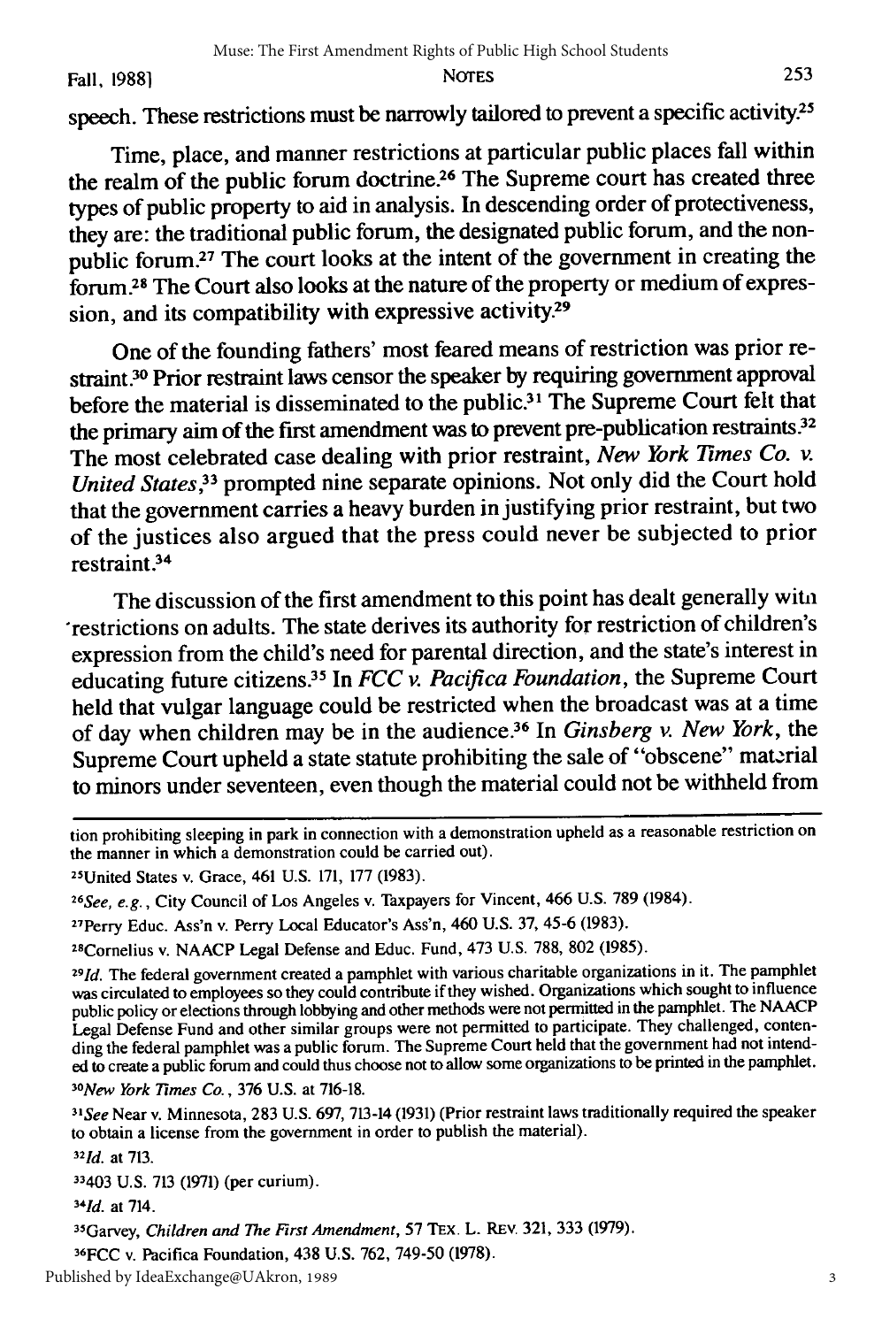speech. These restrictions must be narrowly tailored to prevent a specific activity.[25]

Time, place, and manner restrictions at particular public places fall within the realm of the public forum doctrine.[26] The Supreme court has created three types of public property to aid in analysis. In descending order of protectiveness, they are: the traditional public forum, the designated public forum, and the non-public forum.[27] The court looks at the intent of the government in creating the forum.[28] The Court also looks at the nature of the property or medium of expression, and its compatibility with expressive activity.[29]

One of the founding fathers' most feared means of restriction was prior restraint.[30] Prior restraint laws censor the speaker by requiring government approval before the material is disseminated to the public.[31] The Supreme Court felt that the primary aim of the first amendment was to prevent pre-publication restraints.[32] The most celebrated case dealing with prior restraint, *New York Times Co. v. United States*,[33] prompted nine separate opinions. Not only did the Court hold that the government carries a heavy burden in justifying prior restraint, but two of the justices also argued that the press could never be subjected to prior restraint.[34]

The discussion of the first amendment to this point has dealt generally with restrictions on adults. The state derives its authority for restriction of children's expression from the child's need for parental direction, and the state's interest in educating future citizens.[35] In *FCC v. Pacifica Foundation*, the Supreme Court held that vulgar language could be restricted when the broadcast was at a time of day when children may be in the audience.[36] In *Ginsberg v. New York*, the Supreme Court upheld a state statute prohibiting the sale of "obscene" material to minors under seventeen, even though the material could not be withheld from

---

tion prohibiting sleeping in park in connection with a demonstration upheld as a reasonable restriction on the manner in which a demonstration could be carried out).

[25] United States v. Grace, 461 U.S. 171, 177 (1983).

[26] *See, e.g.*, City Council of Los Angeles v. Taxpayers for Vincent, 466 U.S. 789 (1984).

[27] Perry Educ. Ass'n v. Perry Local Educator's Ass'n, 460 U.S. 37, 45-6 (1983).

[28] Cornelius v. NAACP Legal Defense and Educ. Fund, 473 U.S. 788, 802 (1985).

[29] *Id.* The federal government created a pamphlet with various charitable organizations in it. The pamphlet was circulated to employees so they could contribute if they wished. Organizations which sought to influence public policy or elections through lobbying and other methods were not permitted in the pamphlet. The NAACP Legal Defense Fund and other similar groups were not permitted to participate. They challenged, contending the federal pamphlet was a public forum. The Supreme Court held that the government had not intended to create a public forum and could thus choose not to allow some organizations to be printed in the pamphlet.

[30] *New York Times Co.*, 376 U.S. at 716-18.

[31] *See* Near v. Minnesota, 283 U.S. 697, 713-14 (1931) (Prior restraint laws traditionally required the speaker to obtain a license from the government in order to publish the material).

[32] *Id.* at 713.

[33] 403 U.S. 713 (1971) (per curium).

[34] *Id.* at 714.

[35] Garvey, *Children and The First Amendment*, 57 TEX. L. REV. 321, 333 (1979).

[36] FCC v. Pacifica Foundation, 438 U.S. 762, 749-50 (1978).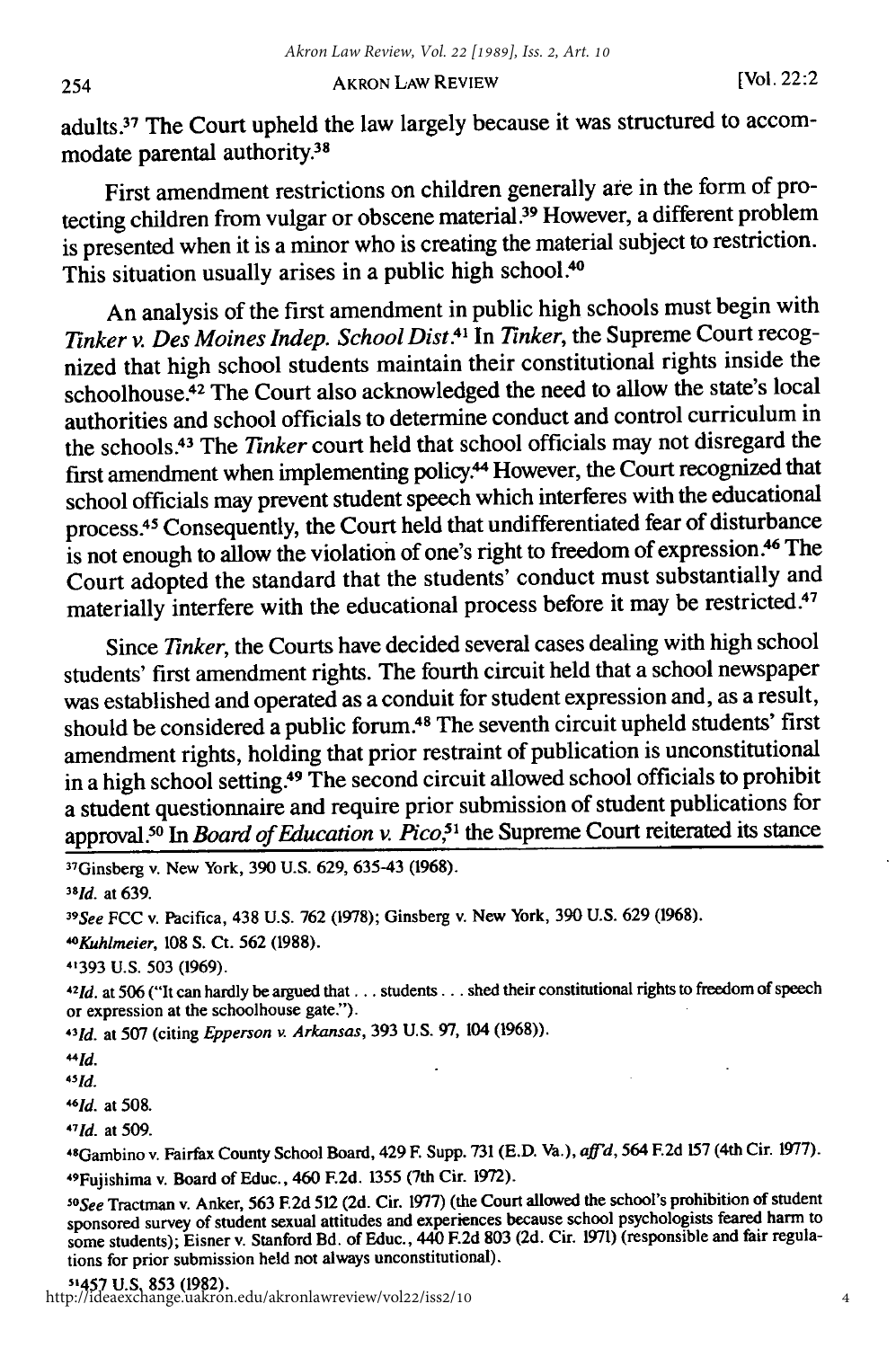adults.[37] The Court upheld the law largely because it was structured to accommodate parental authority.[38]

First amendment restrictions on children generally are in the form of protecting children from vulgar or obscene material.[39] However, a different problem is presented when it is a minor who is creating the material subject to restriction. This situation usually arises in a public high school.[40]

An analysis of the first amendment in public high schools must begin with *Tinker v. Des Moines Indep. School Dist.*[41] In *Tinker*, the Supreme Court recognized that high school students maintain their constitutional rights inside the schoolhouse.[42] The Court also acknowledged the need to allow the state's local authorities and school officials to determine conduct and control curriculum in the schools.[43] The *Tinker* court held that school officials may not disregard the first amendment when implementing policy.[44] However, the Court recognized that school officials may prevent student speech which interferes with the educational process.[45] Consequently, the Court held that undifferentiated fear of disturbance is not enough to allow the violation of one's right to freedom of expression.[46] The Court adopted the standard that the students' conduct must substantially and materially interfere with the educational process before it may be restricted.[47]

Since *Tinker*, the Courts have decided several cases dealing with high school students' first amendment rights. The fourth circuit held that a school newspaper was established and operated as a conduit for student expression and, as a result, should be considered a public forum.[48] The seventh circuit upheld students' first amendment rights, holding that prior restraint of publication is unconstitutional in a high school setting.[49] The second circuit allowed school officials to prohibit a student questionnaire and require prior submission of student publications for approval.[50] In *Board of Education v. Pico*,[51] the Supreme Court reiterated its stance

---

[37] Ginsberg v. New York, 390 U.S. 629, 635-43 (1968).

[38] *Id.* at 639.

[39] *See* FCC v. Pacifica, 438 U.S. 762 (1978); Ginsberg v. New York, 390 U.S. 629 (1968).

[40] *Kuhlmeier*, 108 S. Ct. 562 (1988).

[41] 393 U.S. 503 (1969).

[42] *Id.* at 506 ("It can hardly be argued that . . . students . . . shed their constitutional rights to freedom of speech or expression at the schoolhouse gate.").

[43] *Id.* at 507 (citing *Epperson v. Arkansas*, 393 U.S. 97, 104 (1968)).

[44] *Id.*

[45] *Id.*

[46] *Id.* at 508.

[47] *Id.* at 509.

[48] Gambino v. Fairfax County School Board, 429 F. Supp. 731 (E.D. Va.), *aff'd*, 564 F.2d 157 (4th Cir. 1977).

[49] Fujishima v. Board of Educ., 460 F.2d. 1355 (7th Cir. 1972).

[50] *See* Tractman v. Anker, 563 F.2d 512 (2d. Cir. 1977) (the Court allowed the school's prohibition of student sponsored survey of student sexual attitudes and experiences because school psychologists feared harm to some students); Eisner v. Stanford Bd. of Educ., 440 F.2d 803 (2d. Cir. 1971) (responsible and fair regulations for prior submission held not always unconstitutional).

[51] 457 U.S. 853 (1982).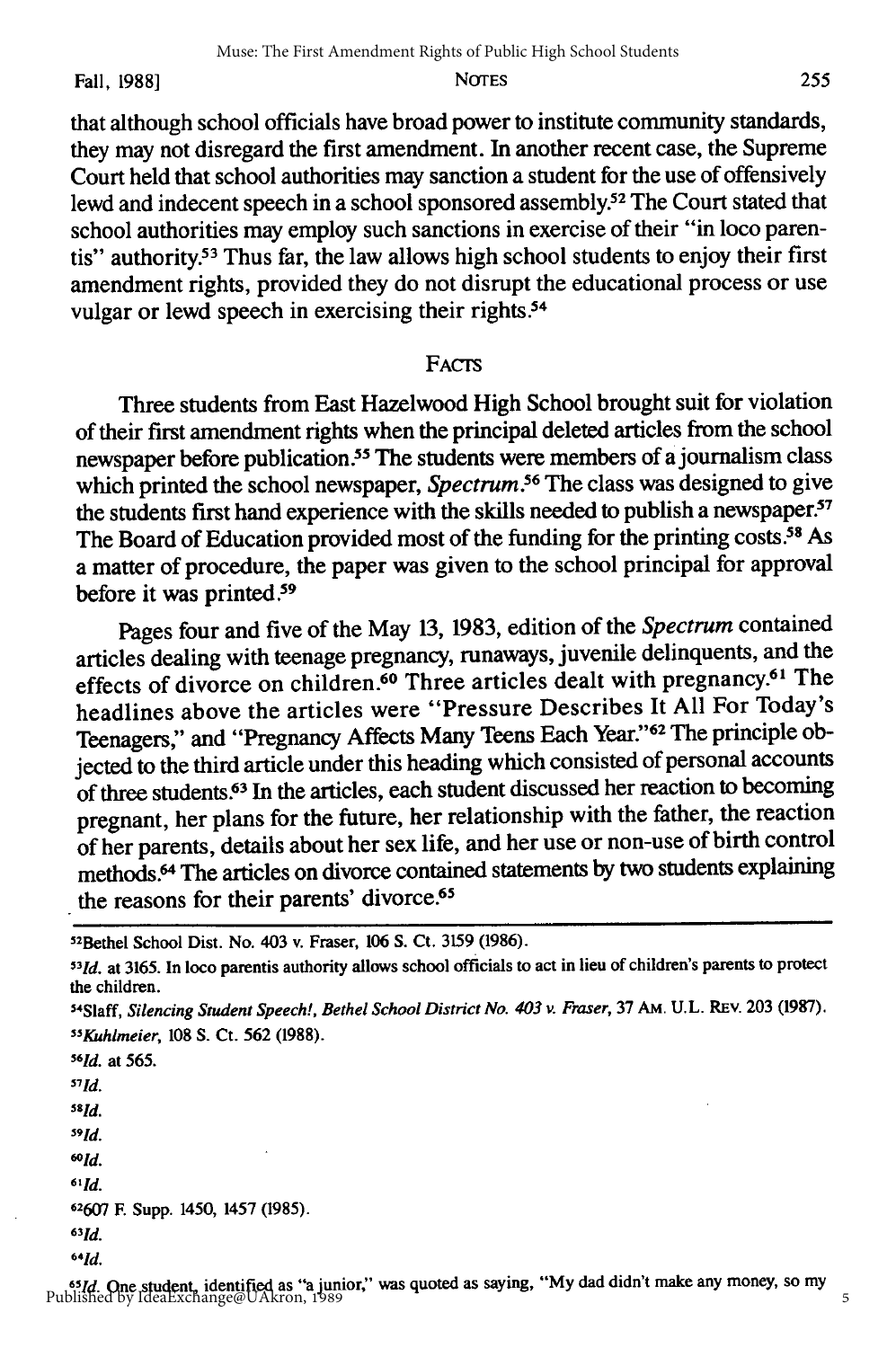that although school officials have broad power to institute community standards, they may not disregard the first amendment. In another recent case, the Supreme Court held that school authorities may sanction a student for the use of offensively lewd and indecent speech in a school sponsored assembly.[52] The Court stated that school authorities may employ such sanctions in exercise of their "in loco parentis" authority.[53] Thus far, the law allows high school students to enjoy their first amendment rights, provided they do not disrupt the educational process or use vulgar or lewd speech in exercising their rights.[54]

## FACTS

Three students from East Hazelwood High School brought suit for violation of their first amendment rights when the principal deleted articles from the school newspaper before publication.[55] The students were members of a journalism class which printed the school newspaper, *Spectrum*.[56] The class was designed to give the students first hand experience with the skills needed to publish a newspaper.[57] The Board of Education provided most of the funding for the printing costs.[58] As a matter of procedure, the paper was given to the school principal for approval before it was printed.[59]

Pages four and five of the May 13, 1983, edition of the *Spectrum* contained articles dealing with teenage pregnancy, runaways, juvenile delinquents, and the effects of divorce on children.[60] Three articles dealt with pregnancy.[61] The headlines above the articles were "Pressure Describes It All For Today's Teenagers," and "Pregnancy Affects Many Teens Each Year."[62] The principle objected to the third article under this heading which consisted of personal accounts of three students.[63] In the articles, each student discussed her reaction to becoming pregnant, her plans for the future, her relationship with the father, the reaction of her parents, details about her sex life, and her use or non-use of birth control methods.[64] The articles on divorce contained statements by two students explaining the reasons for their parents' divorce.[65]

---

[52]Bethel School Dist. No. 403 v. Fraser, 106 S. Ct. 3159 (1986).

[53]*Id.* at 3165. In loco parentis authority allows school officials to act in lieu of children's parents to protect the children.

[54]Slaff, *Silencing Student Speech!, Bethel School District No. 403 v. Fraser*, 37 AM. U.L. REV. 203 (1987).

[55]*Kuhlmeier*, 108 S. Ct. 562 (1988).

[56]*Id.* at 565.

[57]*Id.*

[58]*Id.*

[59]*Id.*

[60]*Id.*

[61]*Id.*

[62]607 F. Supp. 1450, 1457 (1985).

[63]*Id.*

[64]*Id.*

[65]*Id.* One student, identified as "a junior," was quoted as saying, "My dad didn't make any money, so my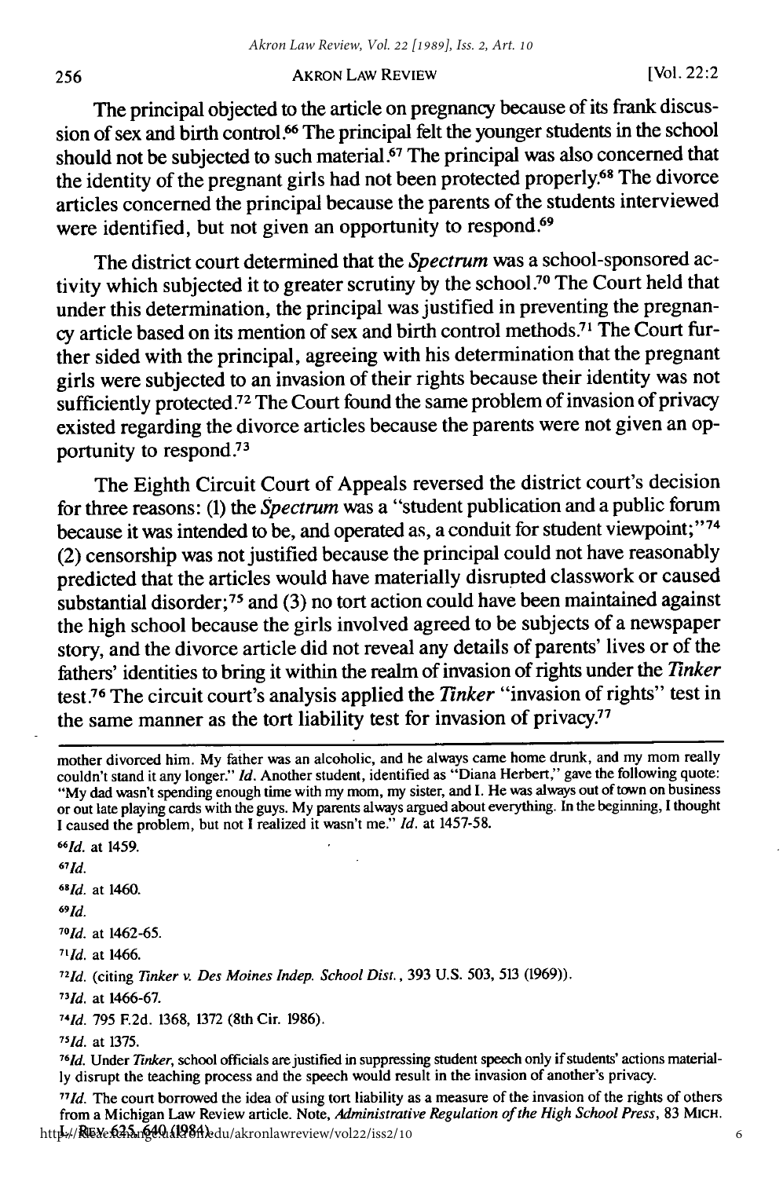The principal objected to the article on pregnancy because of its frank discussion of sex and birth control.[66] The principal felt the younger students in the school should not be subjected to such material.[67] The principal was also concerned that the identity of the pregnant girls had not been protected properly.[68] The divorce articles concerned the principal because the parents of the students interviewed were identified, but not given an opportunity to respond.[69]

The district court determined that the *Spectrum* was a school-sponsored activity which subjected it to greater scrutiny by the school.[70] The Court held that under this determination, the principal was justified in preventing the pregnancy article based on its mention of sex and birth control methods.[71] The Court further sided with the principal, agreeing with his determination that the pregnant girls were subjected to an invasion of their rights because their identity was not sufficiently protected.[72] The Court found the same problem of invasion of privacy existed regarding the divorce articles because the parents were not given an opportunity to respond.[73]

The Eighth Circuit Court of Appeals reversed the district court's decision for three reasons: (1) the *Spectrum* was a "student publication and a public forum because it was intended to be, and operated as, a conduit for student viewpoint;"[74] (2) censorship was not justified because the principal could not have reasonably predicted that the articles would have materially disrupted classwork or caused substantial disorder;[75] and (3) no tort action could have been maintained against the high school because the girls involved agreed to be subjects of a newspaper story, and the divorce article did not reveal any details of parents' lives or of the fathers' identities to bring it within the realm of invasion of rights under the *Tinker* test.[76] The circuit court's analysis applied the *Tinker* "invasion of rights" test in the same manner as the tort liability test for invasion of privacy.[77]

---

mother divorced him. My father was an alcoholic, and he always came home drunk, and my mom really couldn't stand it any longer." *Id.* Another student, identified as "Diana Herbert," gave the following quote: "My dad wasn't spending enough time with my mom, my sister, and I. He was always out of town on business or out late playing cards with the guys. My parents always argued about everything. In the beginning, I thought I caused the problem, but not I realized it wasn't me." *Id.* at 1457-58.

[66] *Id.* at 1459.

[67] *Id.*

[68] *Id.* at 1460.

[69] *Id.*

[70] *Id.* at 1462-65.

[71] *Id.* at 1466.

[72] *Id.* (citing *Tinker v. Des Moines Indep. School Dist.*, 393 U.S. 503, 513 (1969)).

[73] *Id.* at 1466-67.

[74] *Id.* 795 F.2d. 1368, 1372 (8th Cir. 1986).

[75] *Id.* at 1375.

[76] *Id.* Under *Tinker*, school officials are justified in suppressing student speech only if students' actions materially disrupt the teaching process and the speech would result in the invasion of another's privacy.

[77] *Id.* The court borrowed the idea of using tort liability as a measure of the invasion of the rights of others from a Michigan Law Review article. Note, *Administrative Regulation of the High School Press*, 83 MICH. L. REV. 625, 640 (1984).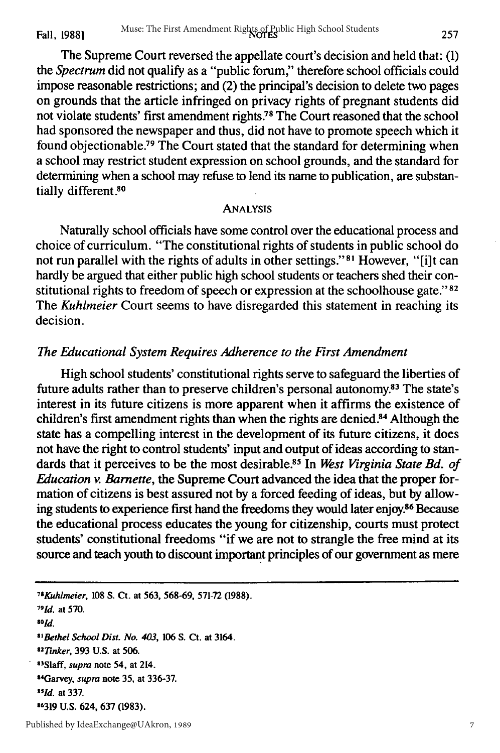The Supreme Court reversed the appellate court's decision and held that: (1) the *Spectrum* did not qualify as a "public forum," therefore school officials could impose reasonable restrictions; and (2) the principal's decision to delete two pages on grounds that the article infringed on privacy rights of pregnant students did not violate students' first amendment rights.[78] The Court reasoned that the school had sponsored the newspaper and thus, did not have to promote speech which it found objectionable.[79] The Court stated that the standard for determining when a school may restrict student expression on school grounds, and the standard for determining when a school may refuse to lend its name to publication, are substantially different.[80]

## ANALYSIS

Naturally school officials have some control over the educational process and choice of curriculum. "The constitutional rights of students in public school do not run parallel with the rights of adults in other settings."[81] However, "[i]t can hardly be argued that either public high school students or teachers shed their constitutional rights to freedom of speech or expression at the schoolhouse gate."[82] The *Kuhlmeier* Court seems to have disregarded this statement in reaching its decision.

### *The Educational System Requires Adherence to the First Amendment*

High school students' constitutional rights serve to safeguard the liberties of future adults rather than to preserve children's personal autonomy.[83] The state's interest in its future citizens is more apparent when it affirms the existence of children's first amendment rights than when the rights are denied.[84] Although the state has a compelling interest in the development of its future citizens, it does not have the right to control students' input and output of ideas according to standards that it perceives to be the most desirable.[85] In *West Virginia State Bd. of Education v. Barnette*, the Supreme Court advanced the idea that the proper formation of citizens is best assured not by a forced feeding of ideas, but by allowing students to experience first hand the freedoms they would later enjoy.[86] Because the educational process educates the young for citizenship, courts must protect students' constitutional freedoms "if we are not to strangle the free mind at its source and teach youth to discount important principles of our government as mere

---

[78] *Kuhlmeier*, 108 S. Ct. at 563, 568-69, 571-72 (1988).

[79] *Id.* at 570.

[80] *Id.*

[81] *Bethel School Dist. No. 403*, 106 S. Ct. at 3164.

[82] *Tinker*, 393 U.S. at 506.

[83] Slaff, *supra* note 54, at 214.

[84] Garvey, *supra* note 35, at 336-37.

[85] *Id.* at 337.

[86] 319 U.S. 624, 637 (1983).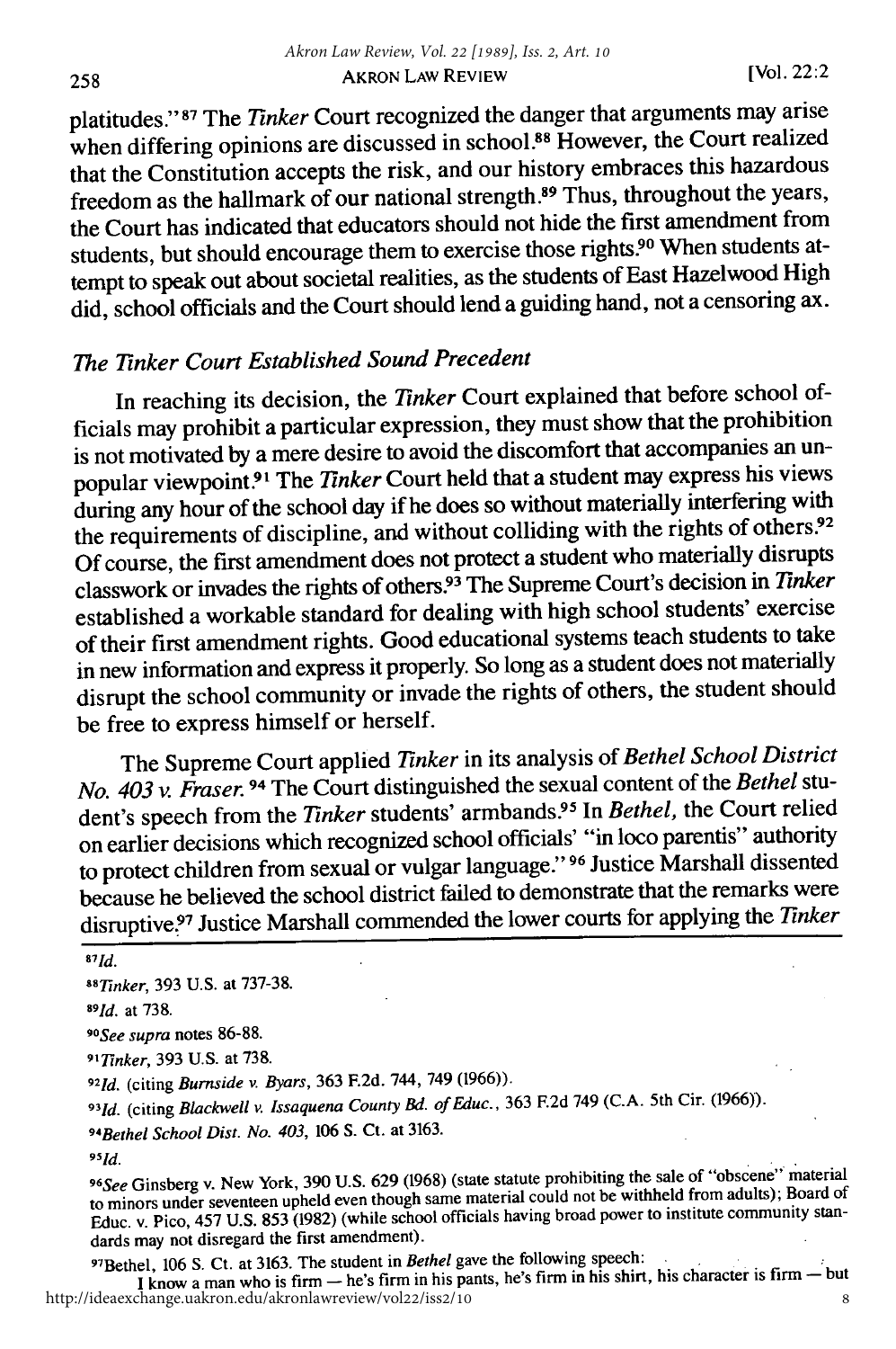platitudes."[87] The *Tinker* Court recognized the danger that arguments may arise when differing opinions are discussed in school.[88] However, the Court realized that the Constitution accepts the risk, and our history embraces this hazardous freedom as the hallmark of our national strength.[89] Thus, throughout the years, the Court has indicated that educators should not hide the first amendment from students, but should encourage them to exercise those rights.[90] When students attempt to speak out about societal realities, as the students of East Hazelwood High did, school officials and the Court should lend a guiding hand, not a censoring ax.

### *The Tinker Court Established Sound Precedent*

In reaching its decision, the *Tinker* Court explained that before school officials may prohibit a particular expression, they must show that the prohibition is not motivated by a mere desire to avoid the discomfort that accompanies an unpopular viewpoint.[91] The *Tinker* Court held that a student may express his views during any hour of the school day if he does so without materially interfering with the requirements of discipline, and without colliding with the rights of others.[92] Of course, the first amendment does not protect a student who materially disrupts classwork or invades the rights of others.[93] The Supreme Court's decision in *Tinker* established a workable standard for dealing with high school students' exercise of their first amendment rights. Good educational systems teach students to take in new information and express it properly. So long as a student does not materially disrupt the school community or invade the rights of others, the student should be free to express himself or herself.

The Supreme Court applied *Tinker* in its analysis of *Bethel School District No. 403 v. Fraser.*[94] The Court distinguished the sexual content of the *Bethel* student's speech from the *Tinker* students' armbands.[95] In *Bethel,* the Court relied on earlier decisions which recognized school officials' "in loco parentis" authority to protect children from sexual or vulgar language."[96] Justice Marshall dissented because he believed the school district failed to demonstrate that the remarks were disruptive.[97] Justice Marshall commended the lower courts for applying the *Tinker*

---

[87] *Id.*

[88] *Tinker*, 393 U.S. at 737-38.

[89] *Id.* at 738.

[90] *See supra* notes 86-88.

[91] *Tinker*, 393 U.S. at 738.

[92] *Id.* (citing *Burnside v. Byars*, 363 F.2d. 744, 749 (1966)).

[93] *Id.* (citing *Blackwell v. Issaquena County Bd. of Educ.*, 363 F.2d 749 (C.A. 5th Cir. (1966)).

[94] *Bethel School Dist. No. 403*, 106 S. Ct. at 3163.

[95] *Id.*

[96] *See* Ginsberg v. New York, 390 U.S. 629 (1968) (state statute prohibiting the sale of "obscene" material to minors under seventeen upheld even though same material could not be withheld from adults); Board of Educ. v. Pico, 457 U.S. 853 (1982) (while school officials having broad power to institute community standards may not disregard the first amendment).

[97] Bethel, 106 S. Ct. at 3163. The student in *Bethel* gave the following speech:

I know a man who is firm — he's firm in his pants, he's firm in his shirt, his character is firm — but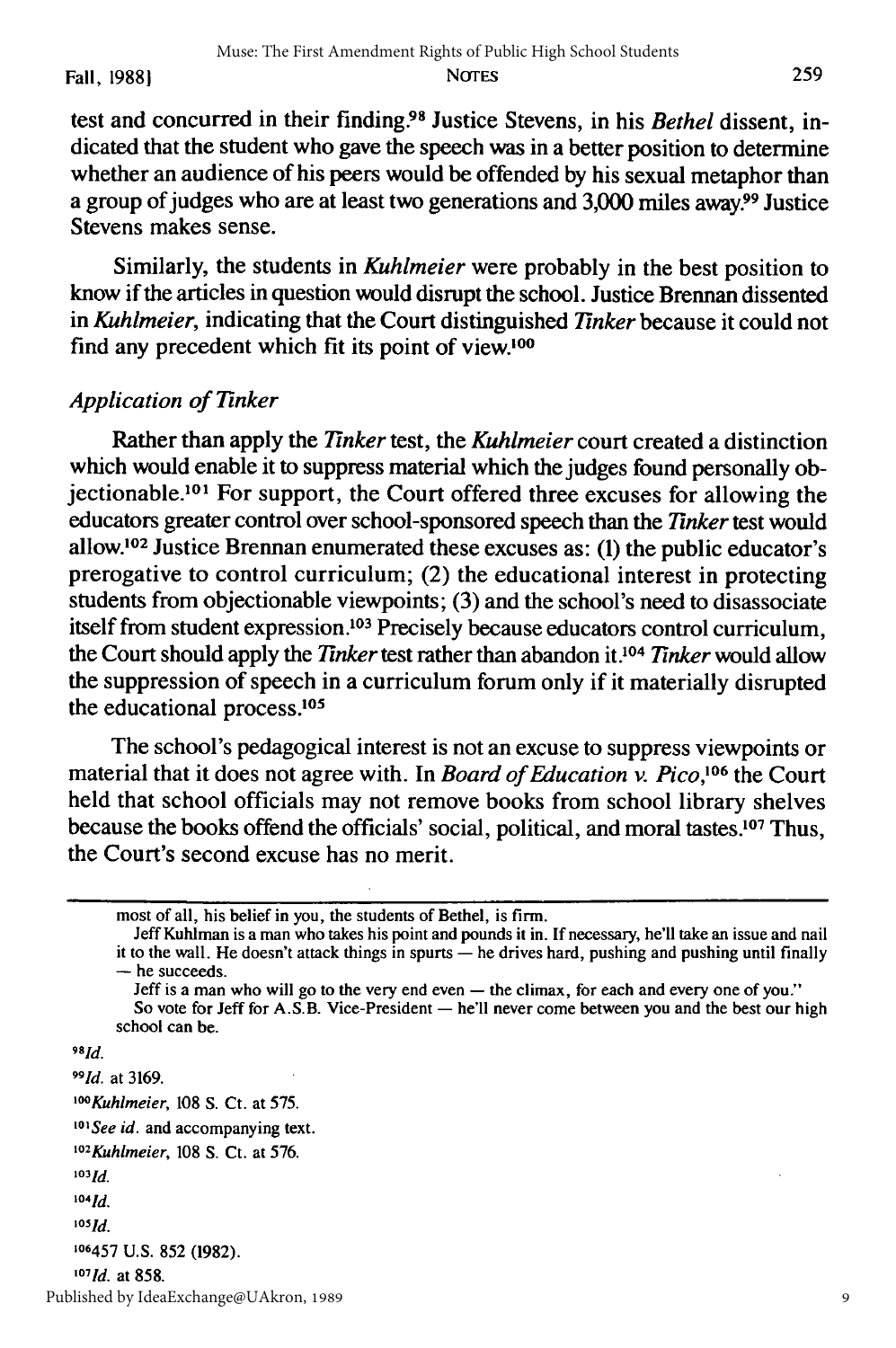test and concurred in their finding.[98] Justice Stevens, in his *Bethel* dissent, indicated that the student who gave the speech was in a better position to determine whether an audience of his peers would be offended by his sexual metaphor than a group of judges who are at least two generations and 3,000 miles away.[99] Justice Stevens makes sense.

Similarly, the students in *Kuhlmeier* were probably in the best position to know if the articles in question would disrupt the school. Justice Brennan dissented in *Kuhlmeier*, indicating that the Court distinguished *Tinker* because it could not find any precedent which fit its point of view.[100]

### *Application of Tinker*

Rather than apply the *Tinker* test, the *Kuhlmeier* court created a distinction which would enable it to suppress material which the judges found personally objectionable.[101] For support, the Court offered three excuses for allowing the educators greater control over school-sponsored speech than the *Tinker* test would allow.[102] Justice Brennan enumerated these excuses as: (1) the public educator's prerogative to control curriculum; (2) the educational interest in protecting students from objectionable viewpoints; (3) and the school's need to disassociate itself from student expression.[103] Precisely because educators control curriculum, the Court should apply the *Tinker* test rather than abandon it.[104] *Tinker* would allow the suppression of speech in a curriculum forum only if it materially disrupted the educational process.[105]

The school's pedagogical interest is not an excuse to suppress viewpoints or material that it does not agree with. In *Board of Education v. Pico*,[106] the Court held that school officials may not remove books from school library shelves because the books offend the officials' social, political, and moral tastes.[107] Thus, the Court's second excuse has no merit.

---

most of all, his belief in you, the students of Bethel, is firm.

Jeff Kuhlman is a man who takes his point and pounds it in. If necessary, he'll take an issue and nail it to the wall. He doesn't attack things in spurts — he drives hard, pushing and pushing until finally — he succeeds.

Jeff is a man who will go to the very end even — the climax, for each and every one of you."

So vote for Jeff for A.S.B. Vice-President — he'll never come between you and the best our high school can be.

[98] *Id.*

[99] *Id.* at 3169.

[100] *Kuhlmeier*, 108 S. Ct. at 575.

[101] *See id.* and accompanying text.

[102] *Kuhlmeier*, 108 S. Ct. at 576.

[103] *Id.*

[104] *Id.*

[105] *Id.*

[106] 457 U.S. 852 (1982).

[107] *Id.* at 858.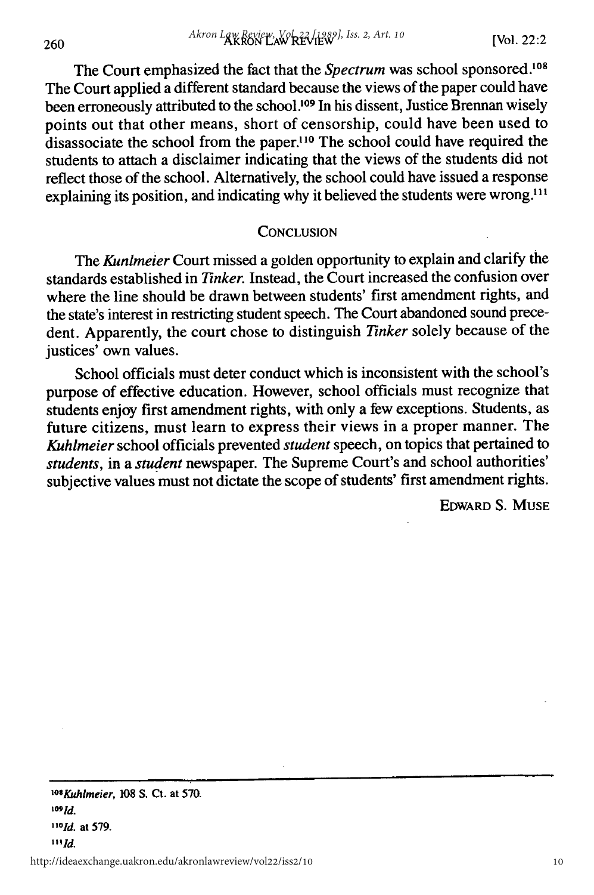The Court emphasized the fact that the *Spectrum* was school sponsored.[108] The Court applied a different standard because the views of the paper could have been erroneously attributed to the school.[109] In his dissent, Justice Brennan wisely points out that other means, short of censorship, could have been used to disassociate the school from the paper.[110] The school could have required the students to attach a disclaimer indicating that the views of the students did not reflect those of the school. Alternatively, the school could have issued a response explaining its position, and indicating why it believed the students were wrong.[111]

## CONCLUSION

The *Kunlmeier* Court missed a golden opportunity to explain and clarify the standards established in *Tinker*. Instead, the Court increased the confusion over where the line should be drawn between students' first amendment rights, and the state's interest in restricting student speech. The Court abandoned sound precedent. Apparently, the court chose to distinguish *Tinker* solely because of the justices' own values.

School officials must deter conduct which is inconsistent with the school's purpose of effective education. However, school officials must recognize that students enjoy first amendment rights, with only a few exceptions. Students, as future citizens, must learn to express their views in a proper manner. The *Kuhlmeier* school officials prevented *student* speech, on topics that pertained to *students*, in a *student* newspaper. The Supreme Court's and school authorities' subjective values must not dictate the scope of students' first amendment rights.

EDWARD S. MUSE

---

[108] *Kuhlmeier*, 108 S. Ct. at 570.

[109] *Id.*

[110] *Id.* at 579.

[111] *Id.*